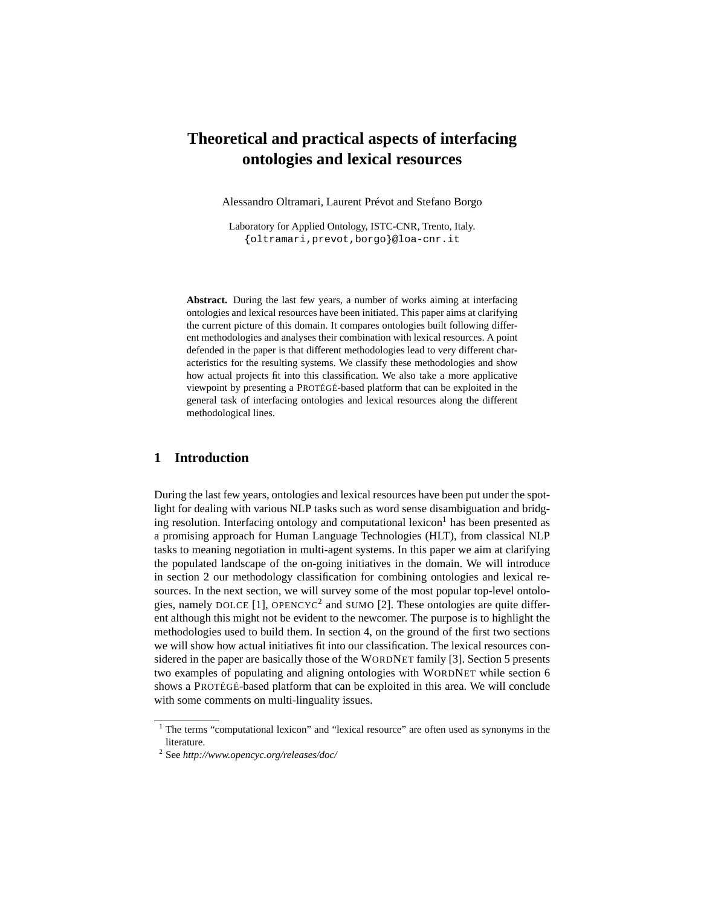# Theoretical and practical aspects of interfacing ontologies and lexical resources

Alessandro Oltramari, Laurent Prévot and Stefano Borgo

Laboratory for Applied Ontology, ISTC-CNR, Trento, Italy.
{oltramari,prevot,borgo}@loa-cnr.it

**Abstract.** During the last few years, a number of works aiming at interfacing ontologies and lexical resources have been initiated. This paper aims at clarifying the current picture of this domain. It compares ontologies built following different methodologies and analyses their combination with lexical resources. A point defended in the paper is that different methodologies lead to very different characteristics for the resulting systems. We classify these methodologies and show how actual projects fit into this classification. We also take a more applicative viewpoint by presenting a PROTÉGÉ-based platform that can be exploited in the general task of interfacing ontologies and lexical resources along the different methodological lines.

## 1 Introduction

During the last few years, ontologies and lexical resources have been put under the spotlight for dealing with various NLP tasks such as word sense disambiguation and bridging resolution. Interfacing ontology and computational lexicon[1] has been presented as a promising approach for Human Language Technologies (HLT), from classical NLP tasks to meaning negotiation in multi-agent systems. In this paper we aim at clarifying the populated landscape of the on-going initiatives in the domain. We will introduce in section 2 our methodology classification for combining ontologies and lexical resources. In the next section, we will survey some of the most popular top-level ontologies, namely DOLCE [1], OPENCYC[2] and SUMO [2]. These ontologies are quite different although this might not be evident to the newcomer. The purpose is to highlight the methodologies used to build them. In section 4, on the ground of the first two sections we will show how actual initiatives fit into our classification. The lexical resources considered in the paper are basically those of the WORDNET family [3]. Section 5 presents two examples of populating and aligning ontologies with WORDNET while section 6 shows a PROTÉGÉ-based platform that can be exploited in this area. We will conclude with some comments on multi-linguality issues.

[1] The terms "computational lexicon" and "lexical resource" are often used as synonyms in the literature.

[2] See *http://www.opencyc.org/releases/doc/*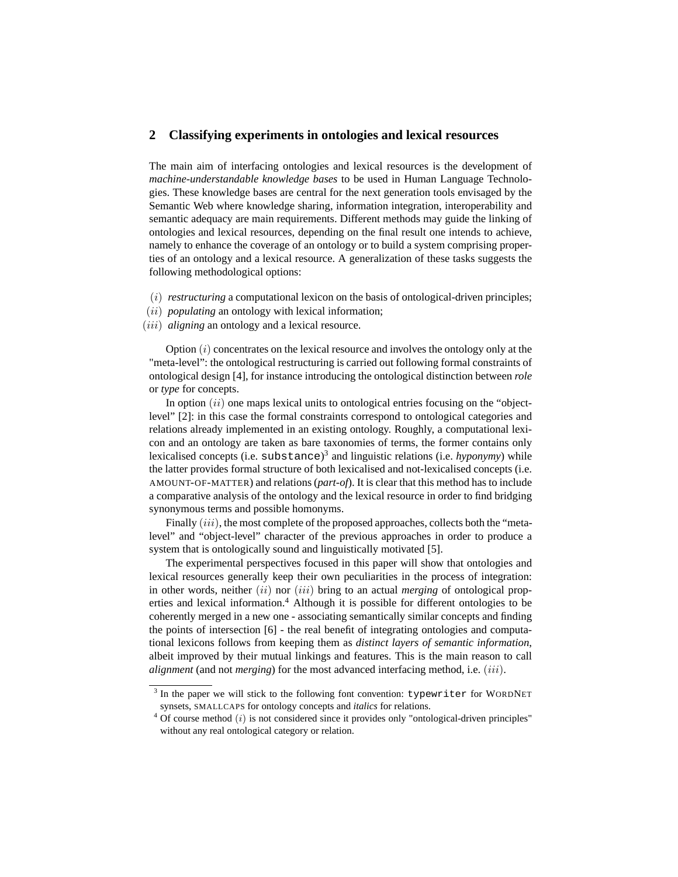## 2 Classifying experiments in ontologies and lexical resources

The main aim of interfacing ontologies and lexical resources is the development of *machine-understandable knowledge bases* to be used in Human Language Technologies. These knowledge bases are central for the next generation tools envisaged by the Semantic Web where knowledge sharing, information integration, interoperability and semantic adequacy are main requirements. Different methods may guide the linking of ontologies and lexical resources, depending on the final result one intends to achieve, namely to enhance the coverage of an ontology or to build a system comprising properties of an ontology and a lexical resource. A generalization of these tasks suggests the following methodological options:

$(i)$ *restructuring* a computational lexicon on the basis of ontological-driven principles;
$(ii)$ *populating* an ontology with lexical information;
$(iii)$ *aligning* an ontology and a lexical resource.

Option $(i)$ concentrates on the lexical resource and involves the ontology only at the "meta-level": the ontological restructuring is carried out following formal constraints of ontological design [4], for instance introducing the ontological distinction between *role* or *type* for concepts.

In option $(ii)$ one maps lexical units to ontological entries focusing on the "object-level" [2]: in this case the formal constraints correspond to ontological categories and relations already implemented in an existing ontology. Roughly, a computational lexicon and an ontology are taken as bare taxonomies of terms, the former contains only lexicalised concepts (i.e. `substance`)[3] and linguistic relations (i.e. *hyponymy*) while the latter provides formal structure of both lexicalised and not-lexicalised concepts (i.e. AMOUNT-OF-MATTER) and relations (*part-of*). It is clear that this method has to include a comparative analysis of the ontology and the lexical resource in order to find bridging synonymous terms and possible homonyms.

Finally $(iii)$, the most complete of the proposed approaches, collects both the "meta-level" and "object-level" character of the previous approaches in order to produce a system that is ontologically sound and linguistically motivated [5].

The experimental perspectives focused in this paper will show that ontologies and lexical resources generally keep their own peculiarities in the process of integration: in other words, neither $(ii)$ nor $(iii)$ bring to an actual *merging* of ontological properties and lexical information.[4] Although it is possible for different ontologies to be coherently merged in a new one - associating semantically similar concepts and finding the points of intersection [6] - the real benefit of integrating ontologies and computational lexicons follows from keeping them as *distinct layers of semantic information*, albeit improved by their mutual linkings and features. This is the main reason to call *alignment* (and not *merging*) for the most advanced interfacing method, i.e. $(iii)$.

[3] In the paper we will stick to the following font convention: `typewriter` for WORDNET synsets, SMALLCAPS for ontology concepts and *italics* for relations.

[4] Of course method $(i)$ is not considered since it provides only "ontological-driven principles" without any real ontological category or relation.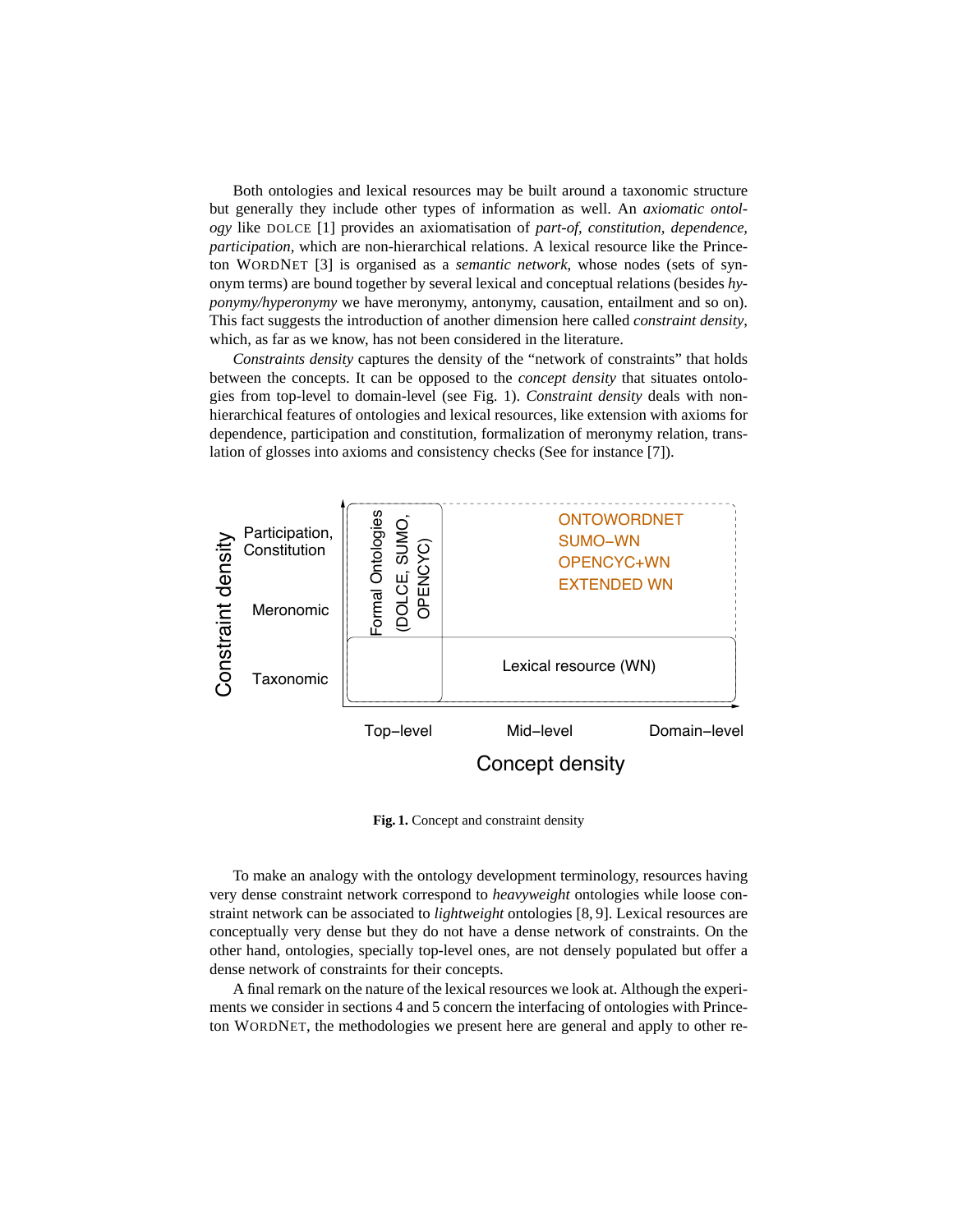Both ontologies and lexical resources may be built around a taxonomic structure but generally they include other types of information as well. An *axiomatic ontology* like DOLCE [1] provides an axiomatisation of *part-of*, *constitution*, *dependence*, *participation*, which are non-hierarchical relations. A lexical resource like the Princeton WORDNET [3] is organised as a *semantic network*, whose nodes (sets of synonym terms) are bound together by several lexical and conceptual relations (besides *hyponymy/hyperonymy* we have meronymy, antonymy, causation, entailment and so on). This fact suggests the introduction of another dimension here called *constraint density*, which, as far as we know, has not been considered in the literature.

*Constraints density* captures the density of the "network of constraints" that holds between the concepts. It can be opposed to the *concept density* that situates ontologies from top-level to domain-level (see Fig. 1). *Constraint density* deals with non-hierarchical features of ontologies and lexical resources, like extension with axioms for dependence, participation and constitution, formalization of meronymy relation, translation of glosses into axioms and consistency checks (See for instance [7]).

**Fig. 1.** Concept and constraint density

To make an analogy with the ontology development terminology, resources having very dense constraint network correspond to *heavyweight* ontologies while loose constraint network can be associated to *lightweight* ontologies [8, 9]. Lexical resources are conceptually very dense but they do not have a dense network of constraints. On the other hand, ontologies, specially top-level ones, are not densely populated but offer a dense network of constraints for their concepts.

A final remark on the nature of the lexical resources we look at. Although the experiments we consider in sections 4 and 5 concern the interfacing of ontologies with Princeton WORDNET, the methodologies we present here are general and apply to other re-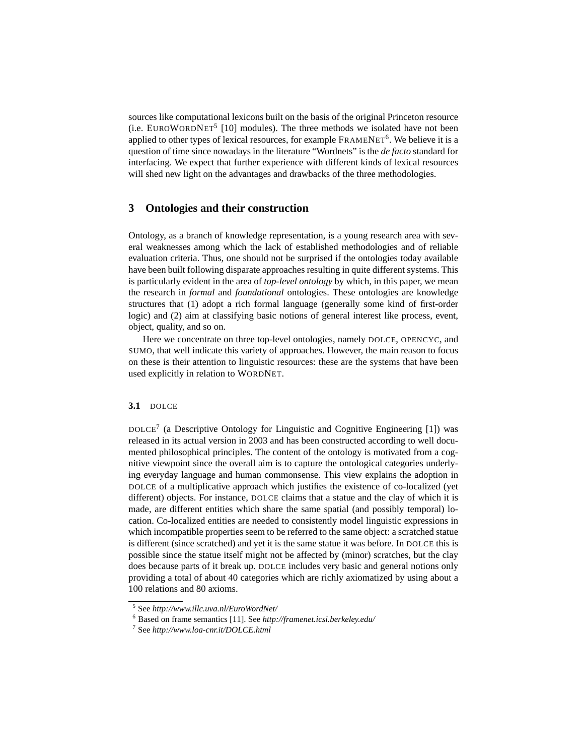sources like computational lexicons built on the basis of the original Princeton resource (i.e. EUROWORDNET[5] [10] modules). The three methods we isolated have not been applied to other types of lexical resources, for example FRAMENET[6]. We believe it is a question of time since nowadays in the literature "Wordnets" is the *de facto* standard for interfacing. We expect that further experience with different kinds of lexical resources will shed new light on the advantages and drawbacks of the three methodologies.

## 3 Ontologies and their construction

Ontology, as a branch of knowledge representation, is a young research area with several weaknesses among which the lack of established methodologies and of reliable evaluation criteria. Thus, one should not be surprised if the ontologies today available have been built following disparate approaches resulting in quite different systems. This is particularly evident in the area of *top-level ontology* by which, in this paper, we mean the research in *formal* and *foundational* ontologies. These ontologies are knowledge structures that (1) adopt a rich formal language (generally some kind of first-order logic) and (2) aim at classifying basic notions of general interest like process, event, object, quality, and so on.

Here we concentrate on three top-level ontologies, namely DOLCE, OPENCYC, and SUMO, that well indicate this variety of approaches. However, the main reason to focus on these is their attention to linguistic resources: these are the systems that have been used explicitly in relation to WORDNET.

### 3.1 DOLCE

DOLCE[7] (a Descriptive Ontology for Linguistic and Cognitive Engineering [1]) was released in its actual version in 2003 and has been constructed according to well documented philosophical principles. The content of the ontology is motivated from a cognitive viewpoint since the overall aim is to capture the ontological categories underlying everyday language and human commonsense. This view explains the adoption in DOLCE of a multiplicative approach which justifies the existence of co-localized (yet different) objects. For instance, DOLCE claims that a statue and the clay of which it is made, are different entities which share the same spatial (and possibly temporal) location. Co-localized entities are needed to consistently model linguistic expressions in which incompatible properties seem to be referred to the same object: a scratched statue is different (since scratched) and yet it is the same statue it was before. In DOLCE this is possible since the statue itself might not be affected by (minor) scratches, but the clay does because parts of it break up. DOLCE includes very basic and general notions only providing a total of about 40 categories which are richly axiomatized by using about a 100 relations and 80 axioms.

[5] See *http://www.illc.uva.nl/EuroWordNet/*

[6] Based on frame semantics [11]. See *http://framenet.icsi.berkeley.edu/*

[7] See *http://www.loa-cnr.it/DOLCE.html*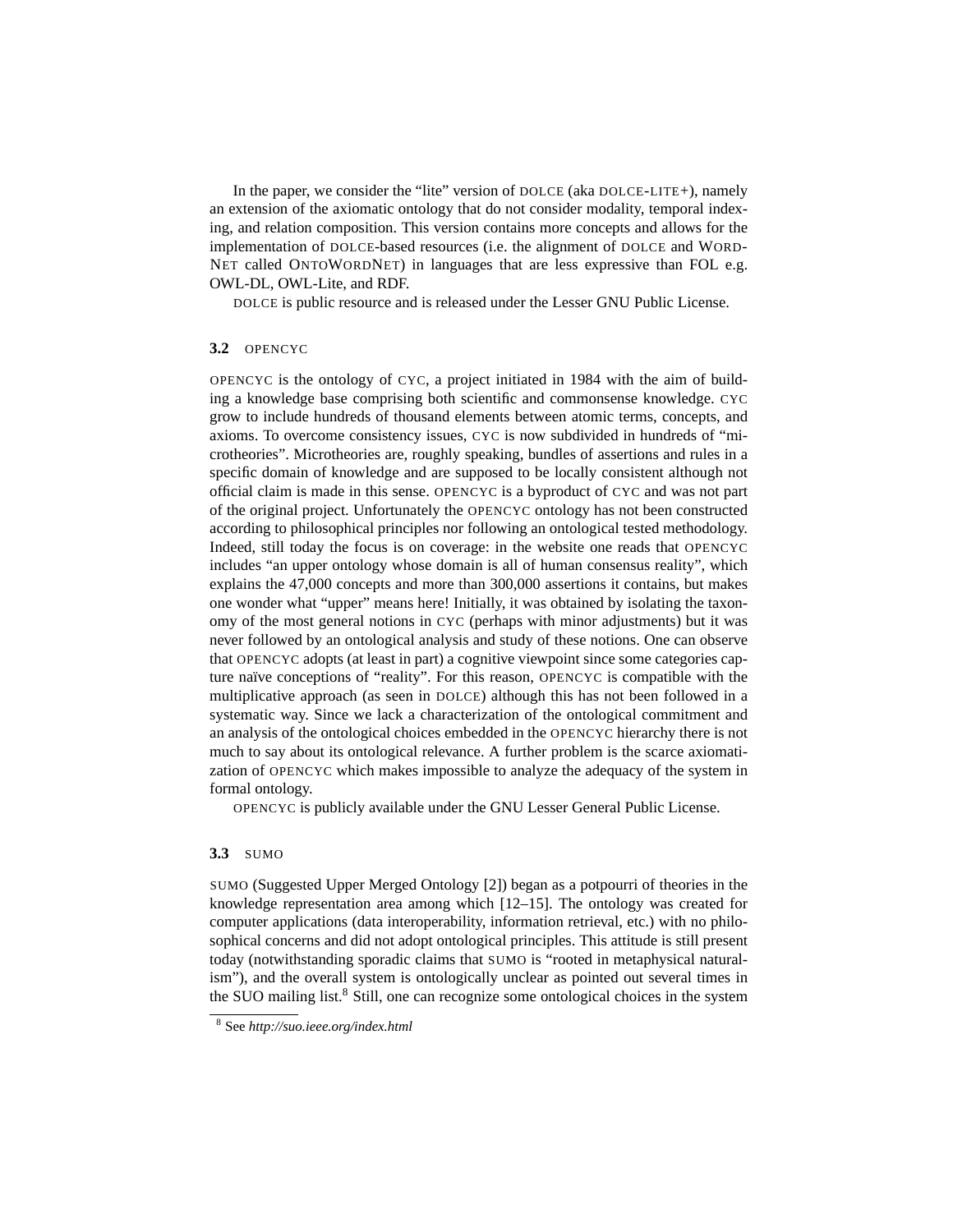In the paper, we consider the "lite" version of DOLCE (aka DOLCE-LITE+), namely an extension of the axiomatic ontology that do not consider modality, temporal indexing, and relation composition. This version contains more concepts and allows for the implementation of DOLCE-based resources (i.e. the alignment of DOLCE and WORDNET called ONTOWORDNET) in languages that are less expressive than FOL e.g. OWL-DL, OWL-Lite, and RDF.

DOLCE is public resource and is released under the Lesser GNU Public License.

### 3.2 OPENCYC

OPENCYC is the ontology of CYC, a project initiated in 1984 with the aim of building a knowledge base comprising both scientific and commonsense knowledge. CYC grow to include hundreds of thousand elements between atomic terms, concepts, and axioms. To overcome consistency issues, CYC is now subdivided in hundreds of "microtheories". Microtheories are, roughly speaking, bundles of assertions and rules in a specific domain of knowledge and are supposed to be locally consistent although not official claim is made in this sense. OPENCYC is a byproduct of CYC and was not part of the original project. Unfortunately the OPENCYC ontology has not been constructed according to philosophical principles nor following an ontological tested methodology. Indeed, still today the focus is on coverage: in the website one reads that OPENCYC includes "an upper ontology whose domain is all of human consensus reality", which explains the 47,000 concepts and more than 300,000 assertions it contains, but makes one wonder what "upper" means here! Initially, it was obtained by isolating the taxonomy of the most general notions in CYC (perhaps with minor adjustments) but it was never followed by an ontological analysis and study of these notions. One can observe that OPENCYC adopts (at least in part) a cognitive viewpoint since some categories capture naïve conceptions of "reality". For this reason, OPENCYC is compatible with the multiplicative approach (as seen in DOLCE) although this has not been followed in a systematic way. Since we lack a characterization of the ontological commitment and an analysis of the ontological choices embedded in the OPENCYC hierarchy there is not much to say about its ontological relevance. A further problem is the scarce axiomatization of OPENCYC which makes impossible to analyze the adequacy of the system in formal ontology.

OPENCYC is publicly available under the GNU Lesser General Public License.

### 3.3 SUMO

SUMO (Suggested Upper Merged Ontology [2]) began as a potpourri of theories in the knowledge representation area among which [12–15]. The ontology was created for computer applications (data interoperability, information retrieval, etc.) with no philosophical concerns and did not adopt ontological principles. This attitude is still present today (notwithstanding sporadic claims that SUMO is "rooted in metaphysical naturalism"), and the overall system is ontologically unclear as pointed out several times in the SUO mailing list.[8] Still, one can recognize some ontological choices in the system

[8] See *http://suo.ieee.org/index.html*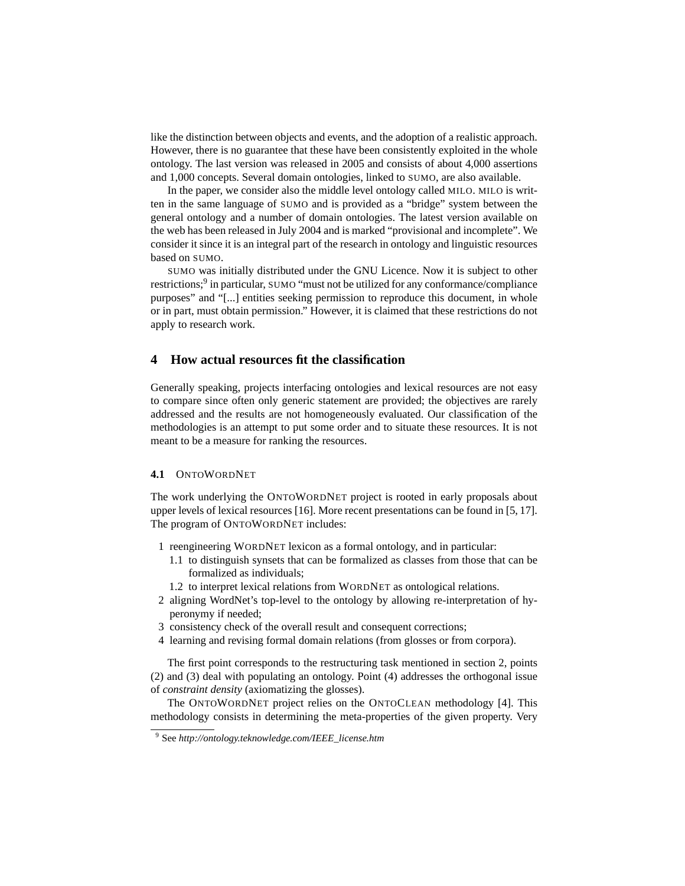like the distinction between objects and events, and the adoption of a realistic approach. However, there is no guarantee that these have been consistently exploited in the whole ontology. The last version was released in 2005 and consists of about 4,000 assertions and 1,000 concepts. Several domain ontologies, linked to SUMO, are also available.

In the paper, we consider also the middle level ontology called MILO. MILO is written in the same language of SUMO and is provided as a "bridge" system between the general ontology and a number of domain ontologies. The latest version available on the web has been released in July 2004 and is marked "provisional and incomplete". We consider it since it is an integral part of the research in ontology and linguistic resources based on SUMO.

SUMO was initially distributed under the GNU Licence. Now it is subject to other restrictions;[9] in particular, SUMO "must not be utilized for any conformance/compliance purposes" and "[...] entities seeking permission to reproduce this document, in whole or in part, must obtain permission." However, it is claimed that these restrictions do not apply to research work.

## 4 How actual resources fit the classification

Generally speaking, projects interfacing ontologies and lexical resources are not easy to compare since often only generic statement are provided; the objectives are rarely addressed and the results are not homogeneously evaluated. Our classification of the methodologies is an attempt to put some order and to situate these resources. It is not meant to be a measure for ranking the resources.

### 4.1 ONTOWORDNET

The work underlying the ONTOWORDNET project is rooted in early proposals about upper levels of lexical resources [16]. More recent presentations can be found in [5, 17]. The program of ONTOWORDNET includes:

1 reengineering WORDNET lexicon as a formal ontology, and in particular:
  1.1 to distinguish synsets that can be formalized as classes from those that can be formalized as individuals;
  1.2 to interpret lexical relations from WORDNET as ontological relations.
2 aligning WordNet's top-level to the ontology by allowing re-interpretation of hyperonymy if needed;
3 consistency check of the overall result and consequent corrections;
4 learning and revising formal domain relations (from glosses or from corpora).

The first point corresponds to the restructuring task mentioned in section 2, points (2) and (3) deal with populating an ontology. Point (4) addresses the orthogonal issue of *constraint density* (axiomatizing the glosses).

The ONTOWORDNET project relies on the ONTOCLEAN methodology [4]. This methodology consists in determining the meta-properties of the given property. Very

[9] See *http://ontology.teknowledge.com/IEEE_license.htm*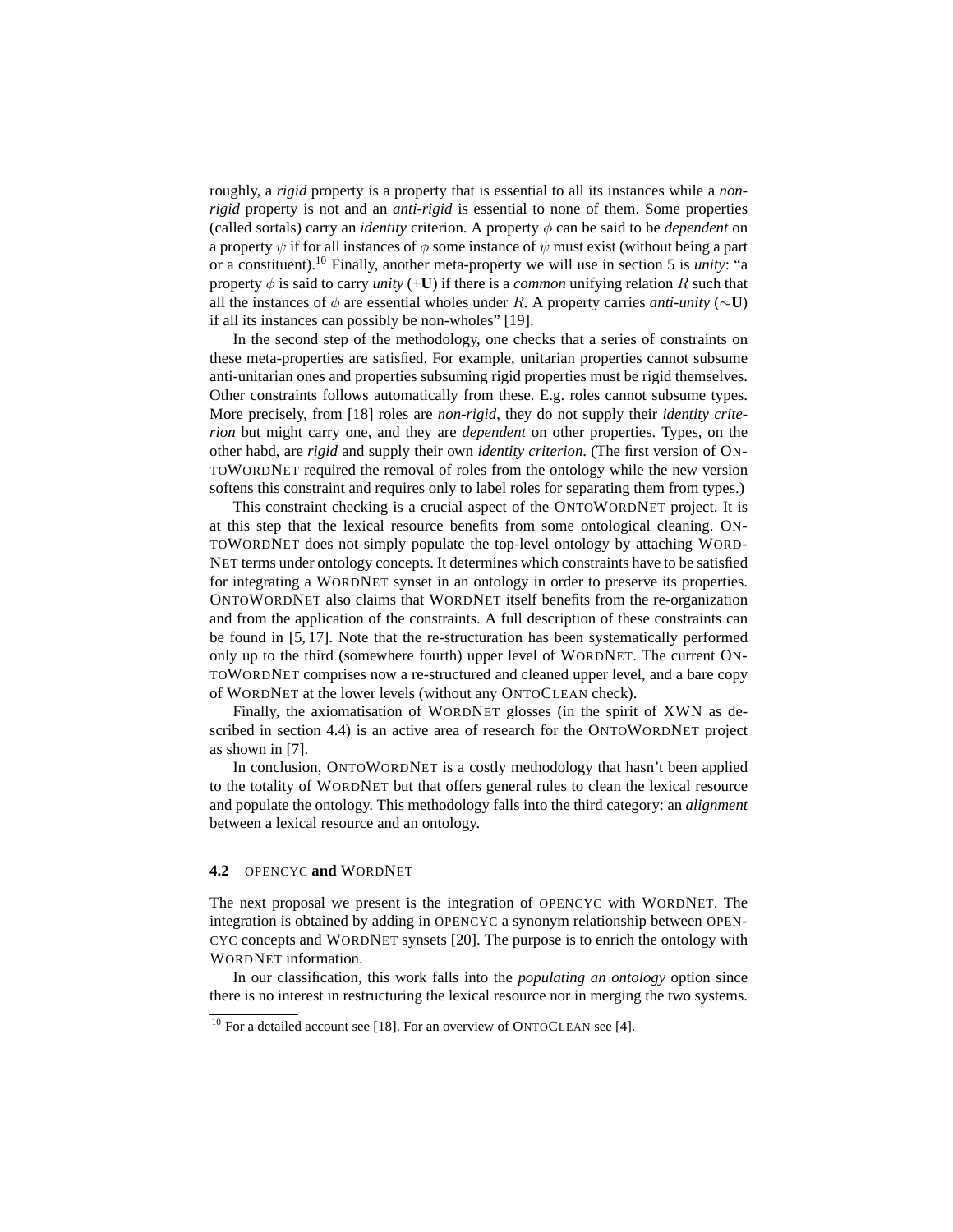roughly, a *rigid* property is a property that is essential to all its instances while a *non-rigid* property is not and an *anti-rigid* is essential to none of them. Some properties (called sortals) carry an *identity* criterion. A property $\phi$ can be said to be *dependent* on a property $\psi$ if for all instances of $\phi$ some instance of $\psi$ must exist (without being a part or a constituent).[10] Finally, another meta-property we will use in section 5 is *unity*: "a property $\phi$ is said to carry *unity* (+**U**) if there is a *common* unifying relation $R$ such that all the instances of $\phi$ are essential wholes under $R$. A property carries *anti-unity* (∼**U**) if all its instances can possibly be non-wholes" [19].

In the second step of the methodology, one checks that a series of constraints on these meta-properties are satisfied. For example, unitarian properties cannot subsume anti-unitarian ones and properties subsuming rigid properties must be rigid themselves. Other constraints follows automatically from these. E.g. roles cannot subsume types. More precisely, from [18] roles are *non-rigid*, they do not supply their *identity criterion* but might carry one, and they are *dependent* on other properties. Types, on the other habd, are *rigid* and supply their own *identity criterion*. (The first version of ONTOWORDNET required the removal of roles from the ontology while the new version softens this constraint and requires only to label roles for separating them from types.)

This constraint checking is a crucial aspect of the ONTOWORDNET project. It is at this step that the lexical resource benefits from some ontological cleaning. ONTOWORDNET does not simply populate the top-level ontology by attaching WORDNET terms under ontology concepts. It determines which constraints have to be satisfied for integrating a WORDNET synset in an ontology in order to preserve its properties. ONTOWORDNET also claims that WORDNET itself benefits from the re-organization and from the application of the constraints. A full description of these constraints can be found in [5, 17]. Note that the re-structuration has been systematically performed only up to the third (somewhere fourth) upper level of WORDNET. The current ONTOWORDNET comprises now a re-structured and cleaned upper level, and a bare copy of WORDNET at the lower levels (without any ONTOCLEAN check).

Finally, the axiomatisation of WORDNET glosses (in the spirit of XWN as described in section 4.4) is an active area of research for the ONTOWORDNET project as shown in [7].

In conclusion, ONTOWORDNET is a costly methodology that hasn't been applied to the totality of WORDNET but that offers general rules to clean the lexical resource and populate the ontology. This methodology falls into the third category: an *alignment* between a lexical resource and an ontology.

### 4.2 OPENCYC and WORDNET

The next proposal we present is the integration of OPENCYC with WORDNET. The integration is obtained by adding in OPENCYC a synonym relationship between OPENCYC concepts and WORDNET synsets [20]. The purpose is to enrich the ontology with WORDNET information.

In our classification, this work falls into the *populating an ontology* option since there is no interest in restructuring the lexical resource nor in merging the two systems.

[10] For a detailed account see [18]. For an overview of ONTOCLEAN see [4].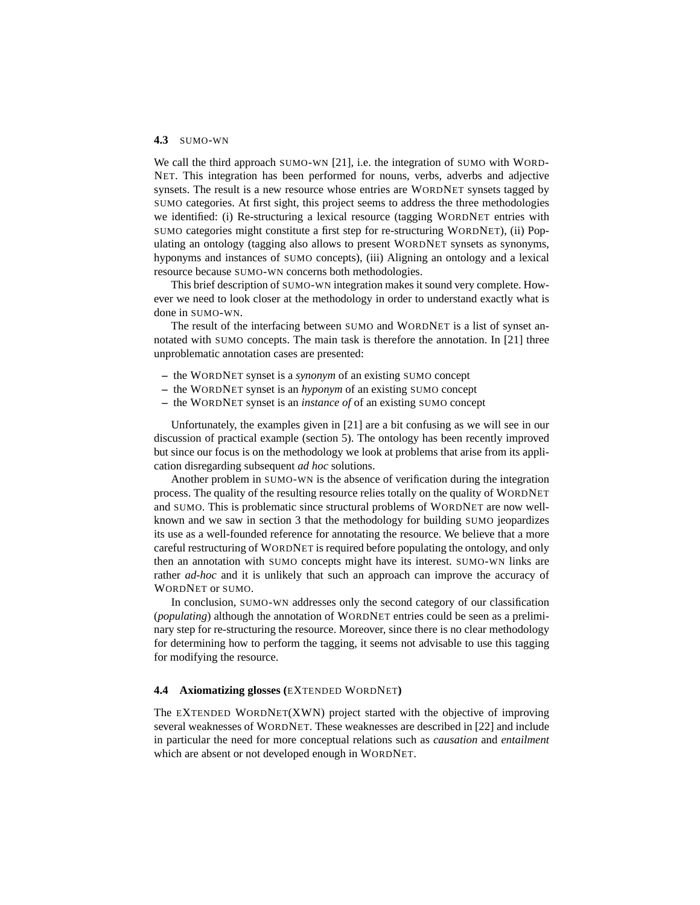### 4.3 SUMO-WN

We call the third approach SUMO-WN [21], i.e. the integration of SUMO with WORDNET. This integration has been performed for nouns, verbs, adverbs and adjective synsets. The result is a new resource whose entries are WORDNET synsets tagged by SUMO categories. At first sight, this project seems to address the three methodologies we identified: (i) Re-structuring a lexical resource (tagging WORDNET entries with SUMO categories might constitute a first step for re-structuring WORDNET), (ii) Populating an ontology (tagging also allows to present WORDNET synsets as synonyms, hyponyms and instances of SUMO concepts), (iii) Aligning an ontology and a lexical resource because SUMO-WN concerns both methodologies.

This brief description of SUMO-WN integration makes it sound very complete. However we need to look closer at the methodology in order to understand exactly what is done in SUMO-WN.

The result of the interfacing between SUMO and WORDNET is a list of synset annotated with SUMO concepts. The main task is therefore the annotation. In [21] three unproblematic annotation cases are presented:

- the WORDNET synset is a *synonym* of an existing SUMO concept
- the WORDNET synset is an *hyponym* of an existing SUMO concept
- the WORDNET synset is an *instance of* of an existing SUMO concept

Unfortunately, the examples given in [21] are a bit confusing as we will see in our discussion of practical example (section 5). The ontology has been recently improved but since our focus is on the methodology we look at problems that arise from its application disregarding subsequent *ad hoc* solutions.

Another problem in SUMO-WN is the absence of verification during the integration process. The quality of the resulting resource relies totally on the quality of WORDNET and SUMO. This is problematic since structural problems of WORDNET are now well-known and we saw in section 3 that the methodology for building SUMO jeopardizes its use as a well-founded reference for annotating the resource. We believe that a more careful restructuring of WORDNET is required before populating the ontology, and only then an annotation with SUMO concepts might have its interest. SUMO-WN links are rather *ad-hoc* and it is unlikely that such an approach can improve the accuracy of WORDNET or SUMO.

In conclusion, SUMO-WN addresses only the second category of our classification (*populating*) although the annotation of WORDNET entries could be seen as a preliminary step for re-structuring the resource. Moreover, since there is no clear methodology for determining how to perform the tagging, it seems not advisable to use this tagging for modifying the resource.

### 4.4 Axiomatizing glosses (EXTENDED WORDNET)

The EXTENDED WORDNET(XWN) project started with the objective of improving several weaknesses of WORDNET. These weaknesses are described in [22] and include in particular the need for more conceptual relations such as *causation* and *entailment* which are absent or not developed enough in WORDNET.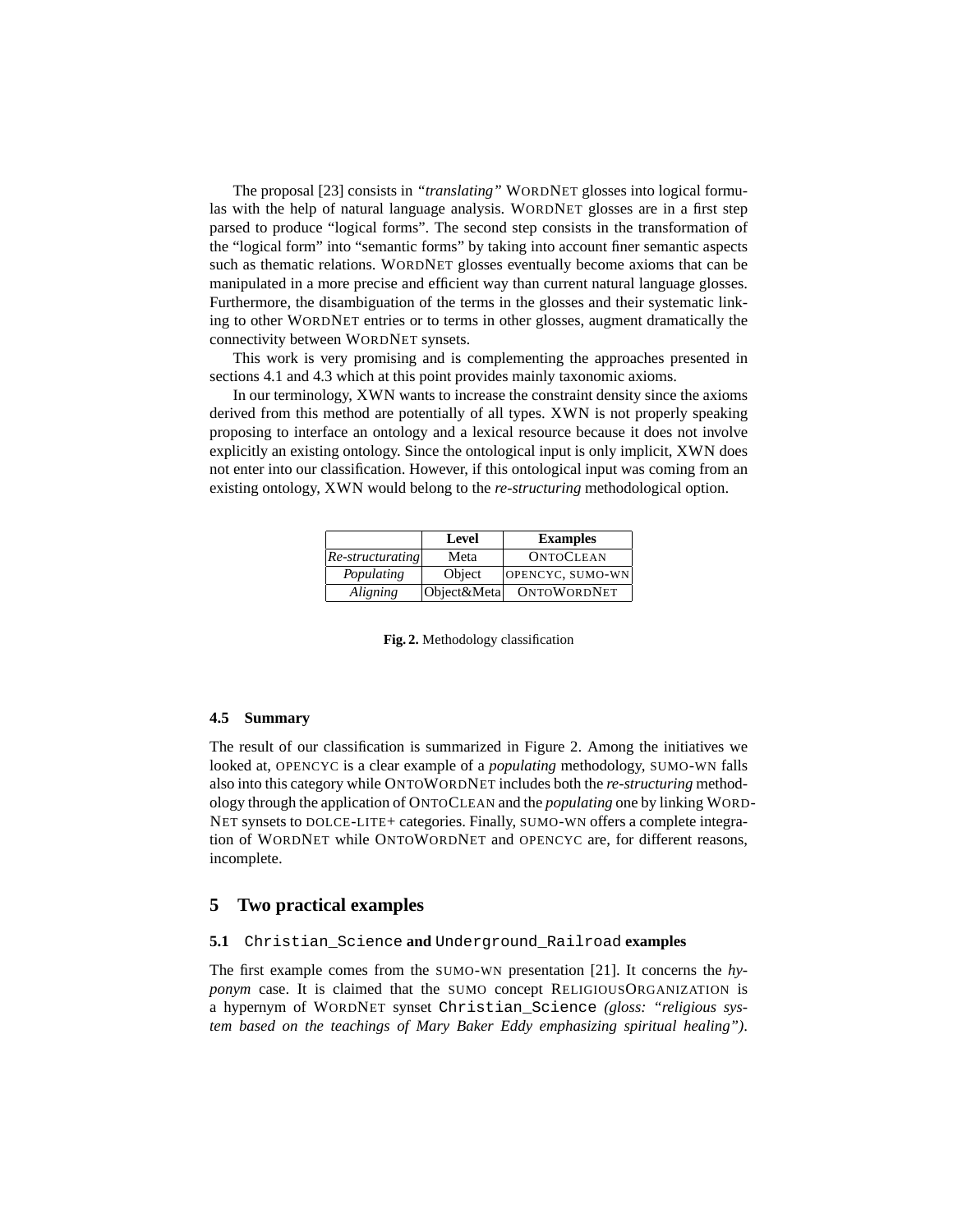The proposal [23] consists in *"translating"* WORDNET glosses into logical formulas with the help of natural language analysis. WORDNET glosses are in a first step parsed to produce "logical forms". The second step consists in the transformation of the "logical form" into "semantic forms" by taking into account finer semantic aspects such as thematic relations. WORDNET glosses eventually become axioms that can be manipulated in a more precise and efficient way than current natural language glosses. Furthermore, the disambiguation of the terms in the glosses and their systematic linking to other WORDNET entries or to terms in other glosses, augment dramatically the connectivity between WORDNET synsets.

This work is very promising and is complementing the approaches presented in sections 4.1 and 4.3 which at this point provides mainly taxonomic axioms.

In our terminology, XWN wants to increase the constraint density since the axioms derived from this method are potentially of all types. XWN is not properly speaking proposing to interface an ontology and a lexical resource because it does not involve explicitly an existing ontology. Since the ontological input is only implicit, XWN does not enter into our classification. However, if this ontological input was coming from an existing ontology, XWN would belong to the *re-structuring* methodological option.

| | **Level** | **Examples** |
|---|---|---|
| *Re-structuring* | Meta | ONTOCLEAN |
| *Populating* | Object | OPENCYC, SUMO-WN |
| *Aligning* | Object&Meta | ONTOWORDNET |

**Fig. 2.** Methodology classification

### 4.5 Summary

The result of our classification is summarized in Figure 2. Among the initiatives we looked at, OPENCYC is a clear example of a *populating* methodology, SUMO-WN falls also into this category while ONTOWORDNET includes both the *re-structuring* methodology through the application of ONTOCLEAN and the *populating* one by linking WORDNET synsets to DOLCE-LITE+ categories. Finally, SUMO-WN offers a complete integration of WORDNET while ONTOWORDNET and OPENCYC are, for different reasons, incomplete.

## 5 Two practical examples

### 5.1 `Christian_Science` and `Underground_Railroad` examples

The first example comes from the SUMO-WN presentation [21]. It concerns the *hyponym* case. It is claimed that the SUMO concept RELIGIOUSORGANIZATION is a hypernym of WORDNET synset `Christian_Science` *(gloss: "religious system based on the teachings of Mary Baker Eddy emphasizing spiritual healing")*.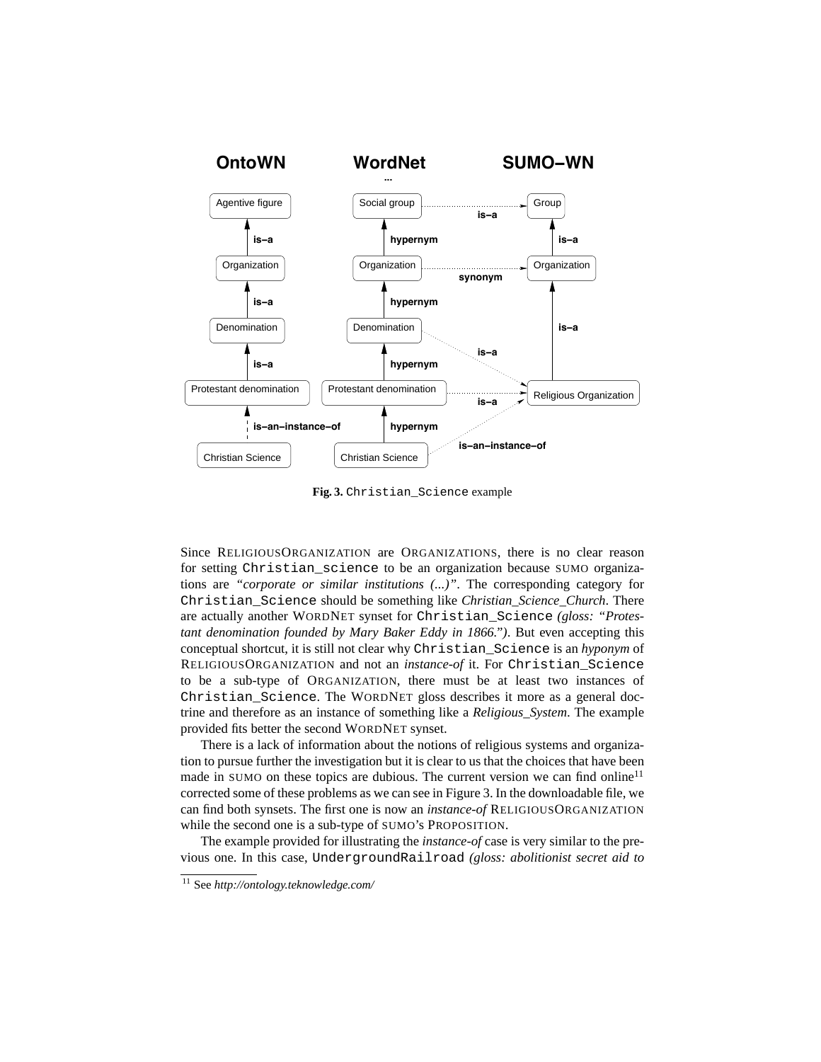**Fig. 3.** Christian_Science example

Since ReligiousOrganization are Organizations, there is no clear reason for setting Christian_science to be an organization because SUMO organizations are *"corporate or similar institutions (...)"*. The corresponding category for Christian_Science should be something like *Christian_Science_Church*. There are actually another WordNet synset for Christian_Science *(gloss: "Protestant denomination founded by Mary Baker Eddy in 1866.")*. But even accepting this conceptual shortcut, it is still not clear why Christian_Science is an *hyponym* of ReligiousOrganization and not an *instance-of* it. For Christian_Science to be a sub-type of Organization, there must be at least two instances of Christian_Science. The WordNet gloss describes it more as a general doctrine and therefore as an instance of something like a *Religious_System*. The example provided fits better the second WordNet synset.

There is a lack of information about the notions of religious systems and organization to pursue further the investigation but it is clear to us that the choices that have been made in SUMO on these topics are dubious. The current version we can find online[11] corrected some of these problems as we can see in Figure 3. In the downloadable file, we can find both synsets. The first one is now an *instance-of* ReligiousOrganization while the second one is a sub-type of SUMO's Proposition.

The example provided for illustrating the *instance-of* case is very similar to the previous one. In this case, UndergroundRailroad *(gloss: abolitionist secret aid to*

[11] See *http://ontology.teknowledge.com/*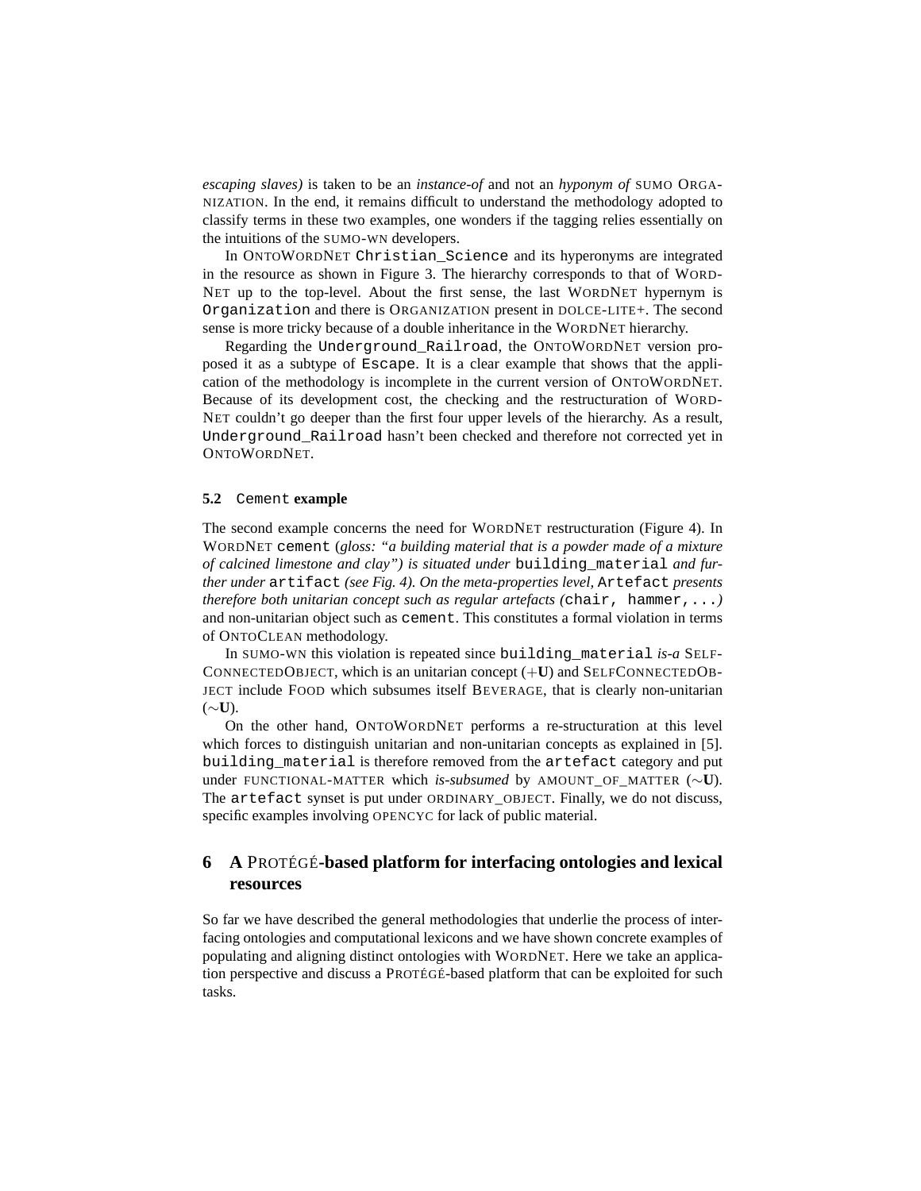*escaping slaves)* is taken to be an *instance-of* and not an *hyponym of* SUMO ORGANIZATION. In the end, it remains difficult to understand the methodology adopted to classify terms in these two examples, one wonders if the tagging relies essentially on the intuitions of the SUMO-WN developers.

In ONTOWORDNET `Christian_Science` and its hyperonyms are integrated in the resource as shown in Figure 3. The hierarchy corresponds to that of WORDNET up to the top-level. About the first sense, the last WORDNET hypernym is `Organization` and there is ORGANIZATION present in DOLCE-LITE+. The second sense is more tricky because of a double inheritance in the WORDNET hierarchy.

Regarding the `Underground_Railroad`, the ONTOWORDNET version proposed it as a subtype of `Escape`. It is a clear example that shows that the application of the methodology is incomplete in the current version of ONTOWORDNET. Because of its development cost, the checking and the restructuration of WORDNET couldn't go deeper than the first four upper levels of the hierarchy. As a result, `Underground_Railroad` hasn't been checked and therefore not corrected yet in ONTOWORDNET.

### 5.2 `Cement` example

The second example concerns the need for WORDNET restructuration (Figure 4). In WORDNET `cement` (*gloss: "a building material that is a powder made of a mixture of calcined limestone and clay") is situated under* `building_material` *and further under* `artifact` *(see Fig. 4). On the meta-properties level,* `Artefact` *presents therefore both unitarian concept such as regular artefacts (*`chair, hammer,...`*)* and non-unitarian object such as `cement`. This constitutes a formal violation in terms of ONTOCLEAN methodology.

In SUMO-WN this violation is repeated since `building_material` *is-a* SELFCONNECTEDOBJECT, which is an unitarian concept (+**U**) and SELFCONNECTEDOBJECT include FOOD which subsumes itself BEVERAGE, that is clearly non-unitarian (∼**U**).

On the other hand, ONTOWORDNET performs a re-structuration at this level which forces to distinguish unitarian and non-unitarian concepts as explained in [5]. `building_material` is therefore removed from the `artefact` category and put under FUNCTIONAL-MATTER which *is-subsumed* by AMOUNT_OF_MATTER (∼**U**). The `artefact` synset is put under ORDINARY_OBJECT. Finally, we do not discuss, specific examples involving OPENCYC for lack of public material.

## 6 A PROTÉGÉ-based platform for interfacing ontologies and lexical resources

So far we have described the general methodologies that underlie the process of interfacing ontologies and computational lexicons and we have shown concrete examples of populating and aligning distinct ontologies with WORDNET. Here we take an application perspective and discuss a PROTÉGÉ-based platform that can be exploited for such tasks.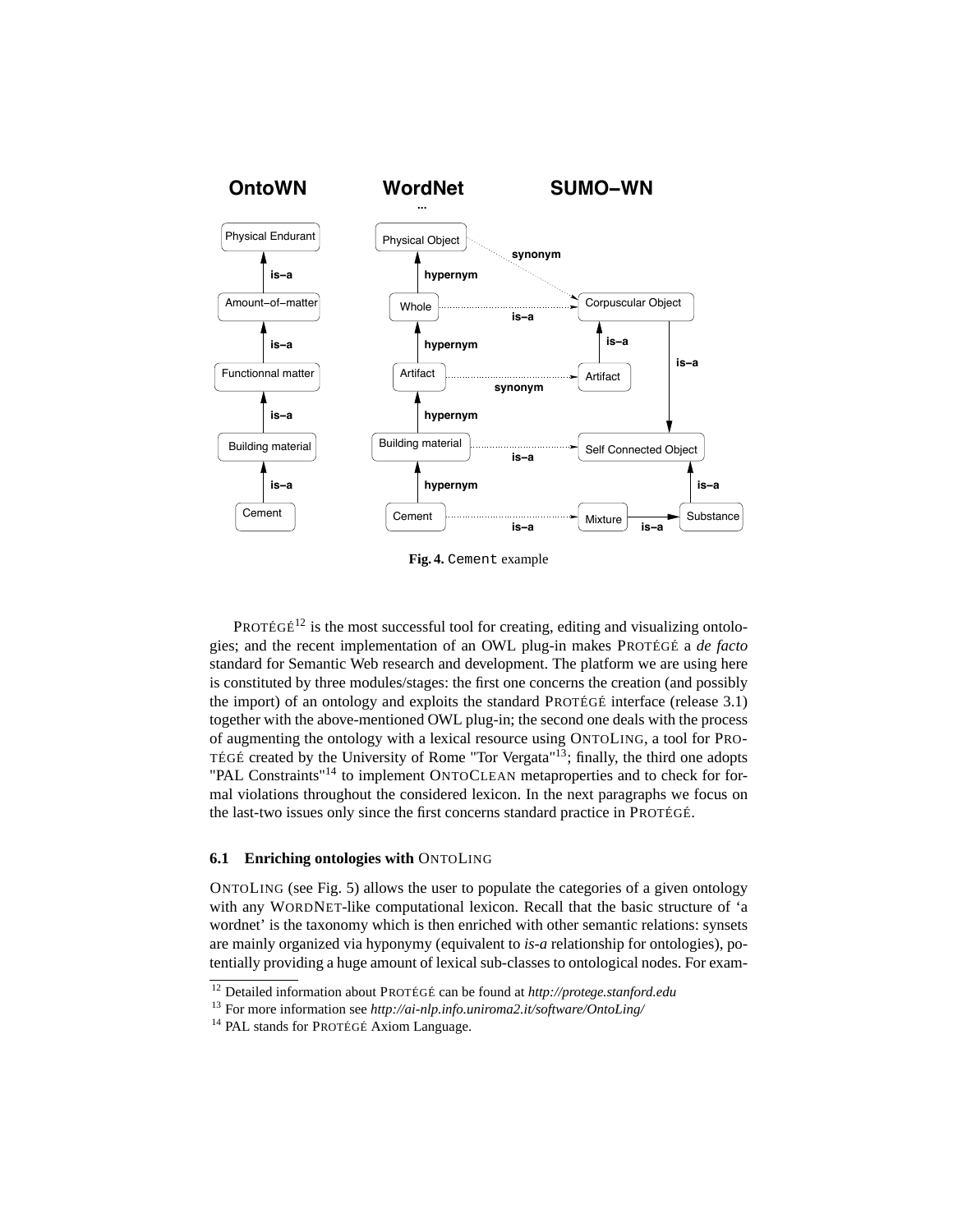**Fig. 4.** `Cement` example

PROTÉGÉ[12] is the most successful tool for creating, editing and visualizing ontologies; and the recent implementation of an OWL plug-in makes PROTÉGÉ a *de facto* standard for Semantic Web research and development. The platform we are using here is constituted by three modules/stages: the first one concerns the creation (and possibly the import) of an ontology and exploits the standard PROTÉGÉ interface (release 3.1) together with the above-mentioned OWL plug-in; the second one deals with the process of augmenting the ontology with a lexical resource using ONTOLING, a tool for PROTÉGÉ created by the University of Rome "Tor Vergata"[13]; finally, the third one adopts "PAL Constraints"[14] to implement ONTOCLEAN metaproperties and to check for formal violations throughout the considered lexicon. In the next paragraphs we focus on the last-two issues only since the first concerns standard practice in PROTÉGÉ.

### 6.1 Enriching ontologies with ONTOLING

ONTOLING (see Fig. 5) allows the user to populate the categories of a given ontology with any WORDNET-like computational lexicon. Recall that the basic structure of 'a wordnet' is the taxonomy which is then enriched with other semantic relations: synsets are mainly organized via hyponymy (equivalent to *is-a* relationship for ontologies), potentially providing a huge amount of lexical sub-classes to ontological nodes. For exam-

[12] Detailed information about PROTÉGÉ can be found at *http://protege.stanford.edu*

[13] For more information see *http://ai-nlp.info.uniroma2.it/software/OntoLing/*

[14] PAL stands for PROTÉGÉ Axiom Language.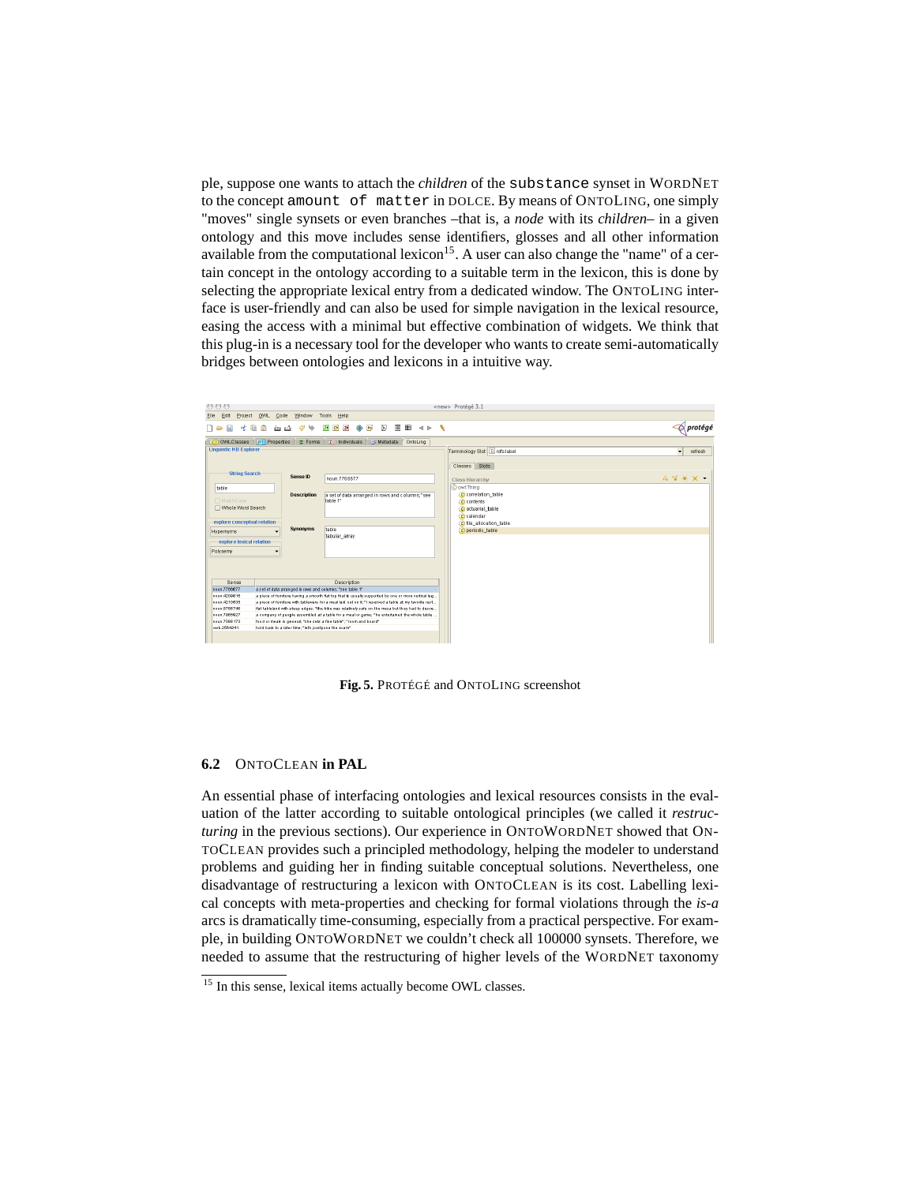ple, suppose one wants to attach the *children* of the `substance` synset in WORDNET to the concept `amount of matter` in DOLCE. By means of ONTOLING, one simply "moves" single synsets or even branches –that is, a *node* with its *children*– in a given ontology and this move includes sense identifiers, glosses and all other information available from the computational lexicon[15]. A user can also change the "name" of a certain concept in the ontology according to a suitable term in the lexicon, this is done by selecting the appropriate lexical entry from a dedicated window. The ONTOLING interface is user-friendly and can also be used for simple navigation in the lexical resource, easing the access with a minimal but effective combination of widgets. We think that this plug-in is a necessary tool for the developer who wants to create semi-automatically bridges between ontologies and lexicons in a intuitive way.

**Fig. 5.** PROTÉGÉ and ONTOLING screenshot

### 6.2 ONTOCLEAN in PAL

An essential phase of interfacing ontologies and lexical resources consists in the evaluation of the latter according to suitable ontological principles (we called it *restructuring* in the previous sections). Our experience in ONTOWORDNET showed that ONTOCLEAN provides such a principled methodology, helping the modeler to understand problems and guiding her in finding suitable conceptual solutions. Nevertheless, one disadvantage of restructuring a lexicon with ONTOCLEAN is its cost. Labelling lexical concepts with meta-properties and checking for formal violations through the *is-a* arcs is dramatically time-consuming, especially from a practical perspective. For example, in building ONTOWORDNET we couldn't check all 100000 synsets. Therefore, we needed to assume that the restructuring of higher levels of the WORDNET taxonomy

[15] In this sense, lexical items actually become OWL classes.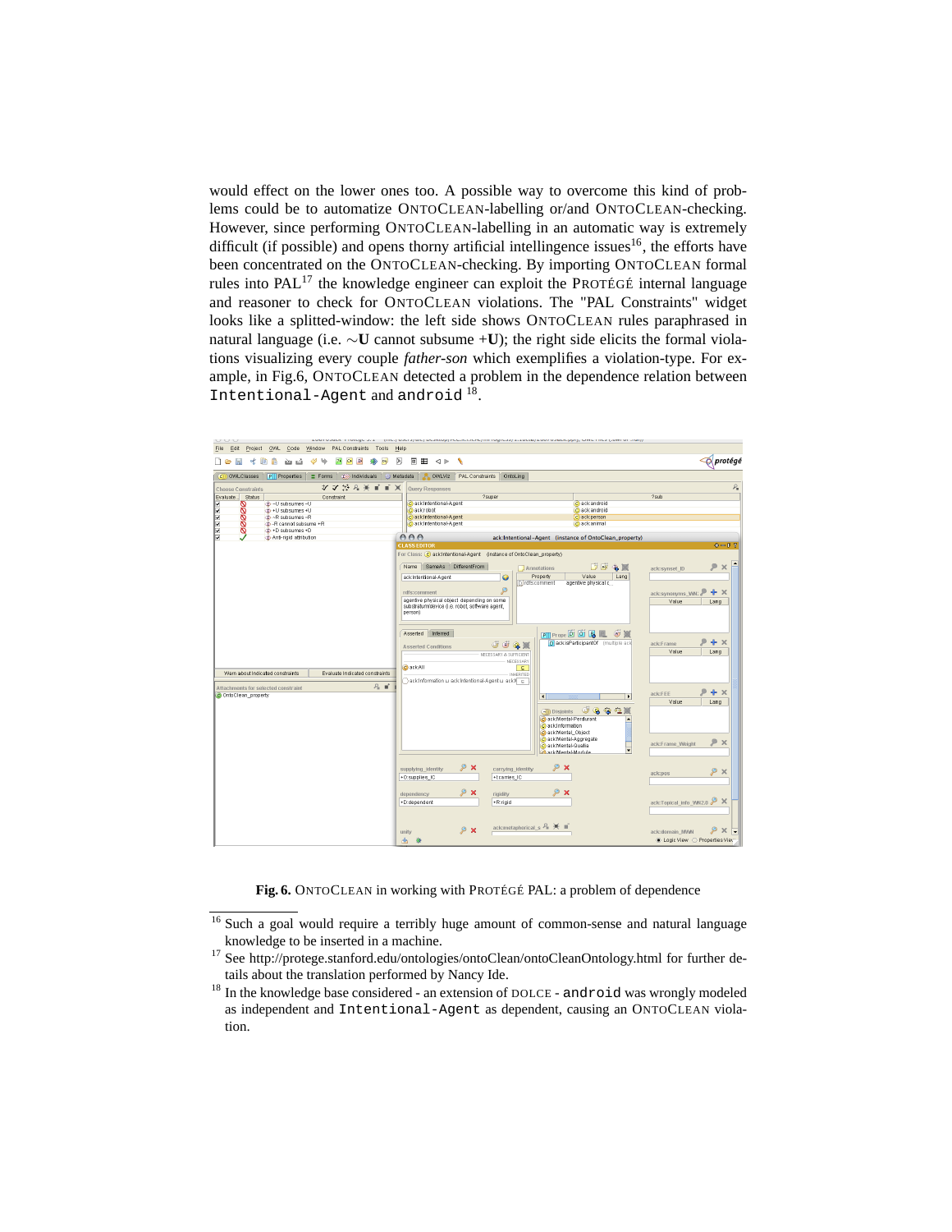would effect on the lower ones too. A possible way to overcome this kind of problems could be to automatize ONTOCLEAN-labelling or/and ONTOCLEAN-checking. However, since performing ONTOCLEAN-labelling in an automatic way is extremely difficult (if possible) and opens thorny artificial intellingence issues[16], the efforts have been concentrated on the ONTOCLEAN-checking. By importing ONTOCLEAN formal rules into PAL[17] the knowledge engineer can exploit the PROTÉGÉ internal language and reasoner to check for ONTOCLEAN violations. The "PAL Constraints" widget looks like a splitted-window: the left side shows ONTOCLEAN rules paraphrased in natural language (i.e. $\sim$**U** cannot subsume +**U**); the right side elicits the formal violations visualizing every couple *father-son* which exemplifies a violation-type. For example, in Fig.6, ONTOCLEAN detected a problem in the dependence relation between `Intentional-Agent` and `android` [18].

**Fig. 6.** ONTOCLEAN in working with PROTÉGÉ PAL: a problem of dependence

[16] Such a goal would require a terribly huge amount of common-sense and natural language knowledge to be inserted in a machine.

[17] See http://protege.stanford.edu/ontologies/ontoClean/ontoCleanOntology.html for further details about the translation performed by Nancy Ide.

[18] In the knowledge base considered - an extension of DOLCE - `android` was wrongly modeled as independent and `Intentional-Agent` as dependent, causing an ONTOCLEAN violation.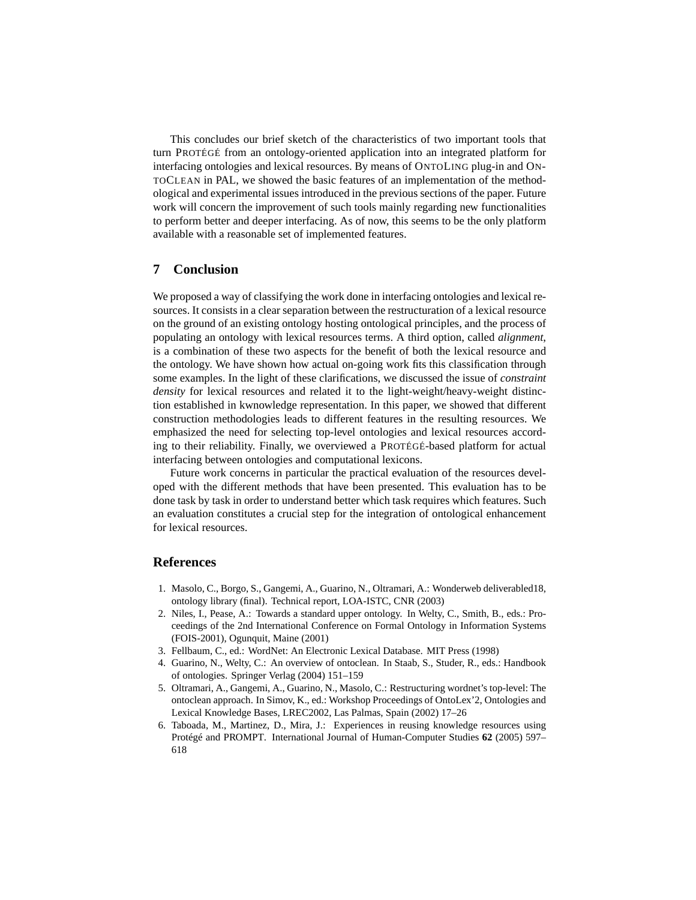This concludes our brief sketch of the characteristics of two important tools that turn PROTÉGÉ from an ontology-oriented application into an integrated platform for interfacing ontologies and lexical resources. By means of ONTOLING plug-in and ONTOCLEAN in PAL, we showed the basic features of an implementation of the methodological and experimental issues introduced in the previous sections of the paper. Future work will concern the improvement of such tools mainly regarding new functionalities to perform better and deeper interfacing. As of now, this seems to be the only platform available with a reasonable set of implemented features.

## 7 Conclusion

We proposed a way of classifying the work done in interfacing ontologies and lexical resources. It consists in a clear separation between the restructuration of a lexical resource on the ground of an existing ontology hosting ontological principles, and the process of populating an ontology with lexical resources terms. A third option, called *alignment*, is a combination of these two aspects for the benefit of both the lexical resource and the ontology. We have shown how actual on-going work fits this classification through some examples. In the light of these clarifications, we discussed the issue of *constraint density* for lexical resources and related it to the light-weight/heavy-weight distinction established in kwnowledge representation. In this paper, we showed that different construction methodologies leads to different features in the resulting resources. We emphasized the need for selecting top-level ontologies and lexical resources according to their reliability. Finally, we overviewed a PROTÉGÉ-based platform for actual interfacing between ontologies and computational lexicons.

Future work concerns in particular the practical evaluation of the resources developed with the different methods that have been presented. This evaluation has to be done task by task in order to understand better which task requires which features. Such an evaluation constitutes a crucial step for the integration of ontological enhancement for lexical resources.

## References

1. Masolo, C., Borgo, S., Gangemi, A., Guarino, N., Oltramari, A.: Wonderweb deliverabled18, ontology library (final). Technical report, LOA-ISTC, CNR (2003)
2. Niles, I., Pease, A.: Towards a standard upper ontology. In Welty, C., Smith, B., eds.: Proceedings of the 2nd International Conference on Formal Ontology in Information Systems (FOIS-2001), Ogunquit, Maine (2001)
3. Fellbaum, C., ed.: WordNet: An Electronic Lexical Database. MIT Press (1998)
4. Guarino, N., Welty, C.: An overview of ontoclean. In Staab, S., Studer, R., eds.: Handbook of ontologies. Springer Verlag (2004) 151–159
5. Oltramari, A., Gangemi, A., Guarino, N., Masolo, C.: Restructuring wordnet's top-level: The ontoclean approach. In Simov, K., ed.: Workshop Proceedings of OntoLex'2, Ontologies and Lexical Knowledge Bases, LREC2002, Las Palmas, Spain (2002) 17–26
6. Taboada, M., Martinez, D., Mira, J.: Experiences in reusing knowledge resources using Protégé and PROMPT. International Journal of Human-Computer Studies **62** (2005) 597–618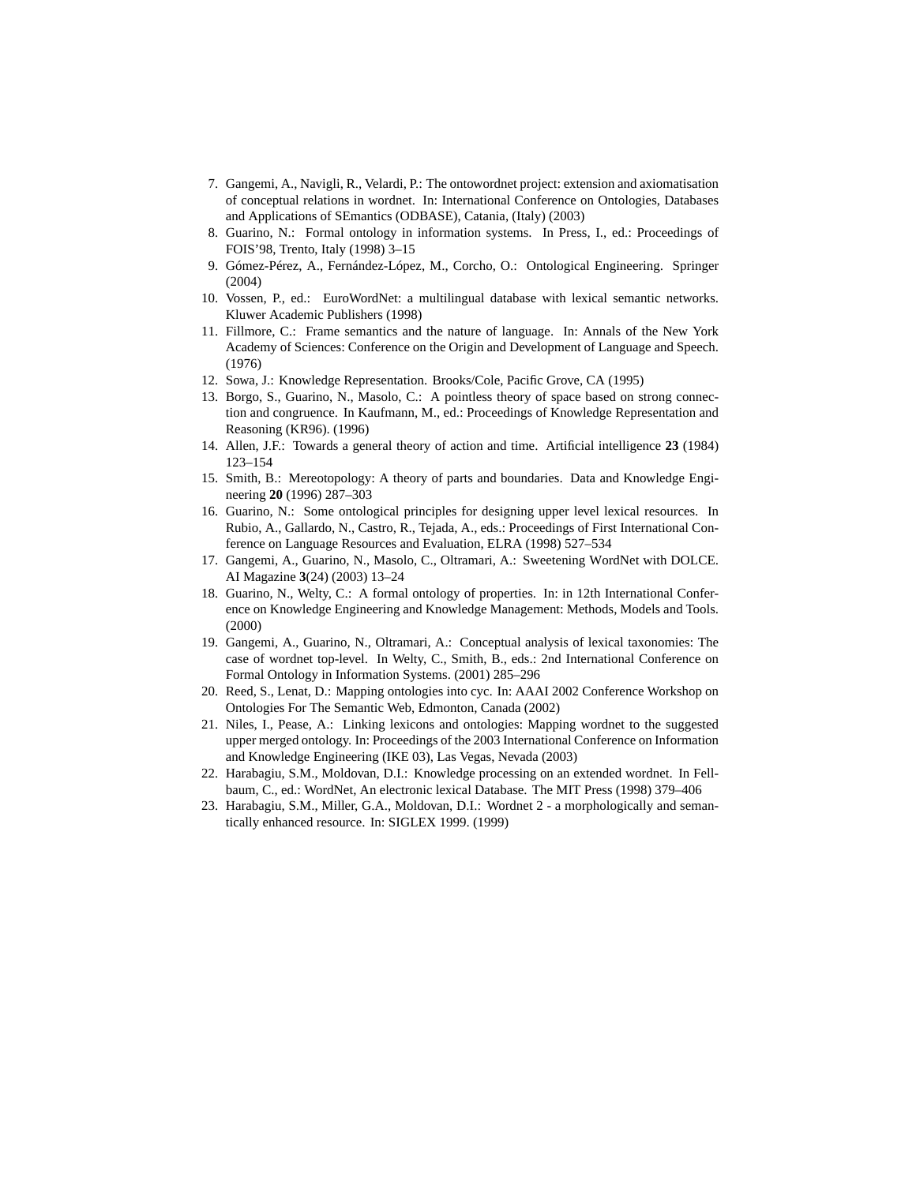7. Gangemi, A., Navigli, R., Velardi, P.: The ontowordnet project: extension and axiomatisation of conceptual relations in wordnet. In: International Conference on Ontologies, Databases and Applications of SEmantics (ODBASE), Catania, (Italy) (2003)
8. Guarino, N.: Formal ontology in information systems. In Press, I., ed.: Proceedings of FOIS'98, Trento, Italy (1998) 3–15
9. Gómez-Pérez, A., Fernández-López, M., Corcho, O.: Ontological Engineering. Springer (2004)
10. Vossen, P., ed.: EuroWordNet: a multilingual database with lexical semantic networks. Kluwer Academic Publishers (1998)
11. Fillmore, C.: Frame semantics and the nature of language. In: Annals of the New York Academy of Sciences: Conference on the Origin and Development of Language and Speech. (1976)
12. Sowa, J.: Knowledge Representation. Brooks/Cole, Pacific Grove, CA (1995)
13. Borgo, S., Guarino, N., Masolo, C.: A pointless theory of space based on strong connection and congruence. In Kaufmann, M., ed.: Proceedings of Knowledge Representation and Reasoning (KR96). (1996)
14. Allen, J.F.: Towards a general theory of action and time. Artificial intelligence **23** (1984) 123–154
15. Smith, B.: Mereotopology: A theory of parts and boundaries. Data and Knowledge Engineering **20** (1996) 287–303
16. Guarino, N.: Some ontological principles for designing upper level lexical resources. In Rubio, A., Gallardo, N., Castro, R., Tejada, A., eds.: Proceedings of First International Conference on Language Resources and Evaluation, ELRA (1998) 527–534
17. Gangemi, A., Guarino, N., Masolo, C., Oltramari, A.: Sweetening WordNet with DOLCE. AI Magazine **3**(24) (2003) 13–24
18. Guarino, N., Welty, C.: A formal ontology of properties. In: in 12th International Conference on Knowledge Engineering and Knowledge Management: Methods, Models and Tools. (2000)
19. Gangemi, A., Guarino, N., Oltramari, A.: Conceptual analysis of lexical taxonomies: The case of wordnet top-level. In Welty, C., Smith, B., eds.: 2nd International Conference on Formal Ontology in Information Systems. (2001) 285–296
20. Reed, S., Lenat, D.: Mapping ontologies into cyc. In: AAAI 2002 Conference Workshop on Ontologies For The Semantic Web, Edmonton, Canada (2002)
21. Niles, I., Pease, A.: Linking lexicons and ontologies: Mapping wordnet to the suggested upper merged ontology. In: Proceedings of the 2003 International Conference on Information and Knowledge Engineering (IKE 03), Las Vegas, Nevada (2003)
22. Harabagiu, S.M., Moldovan, D.I.: Knowledge processing on an extended wordnet. In Fellbaum, C., ed.: WordNet, An electronic lexical Database. The MIT Press (1998) 379–406
23. Harabagiu, S.M., Miller, G.A., Moldovan, D.I.: Wordnet 2 - a morphologically and semantically enhanced resource. In: SIGLEX 1999. (1999)